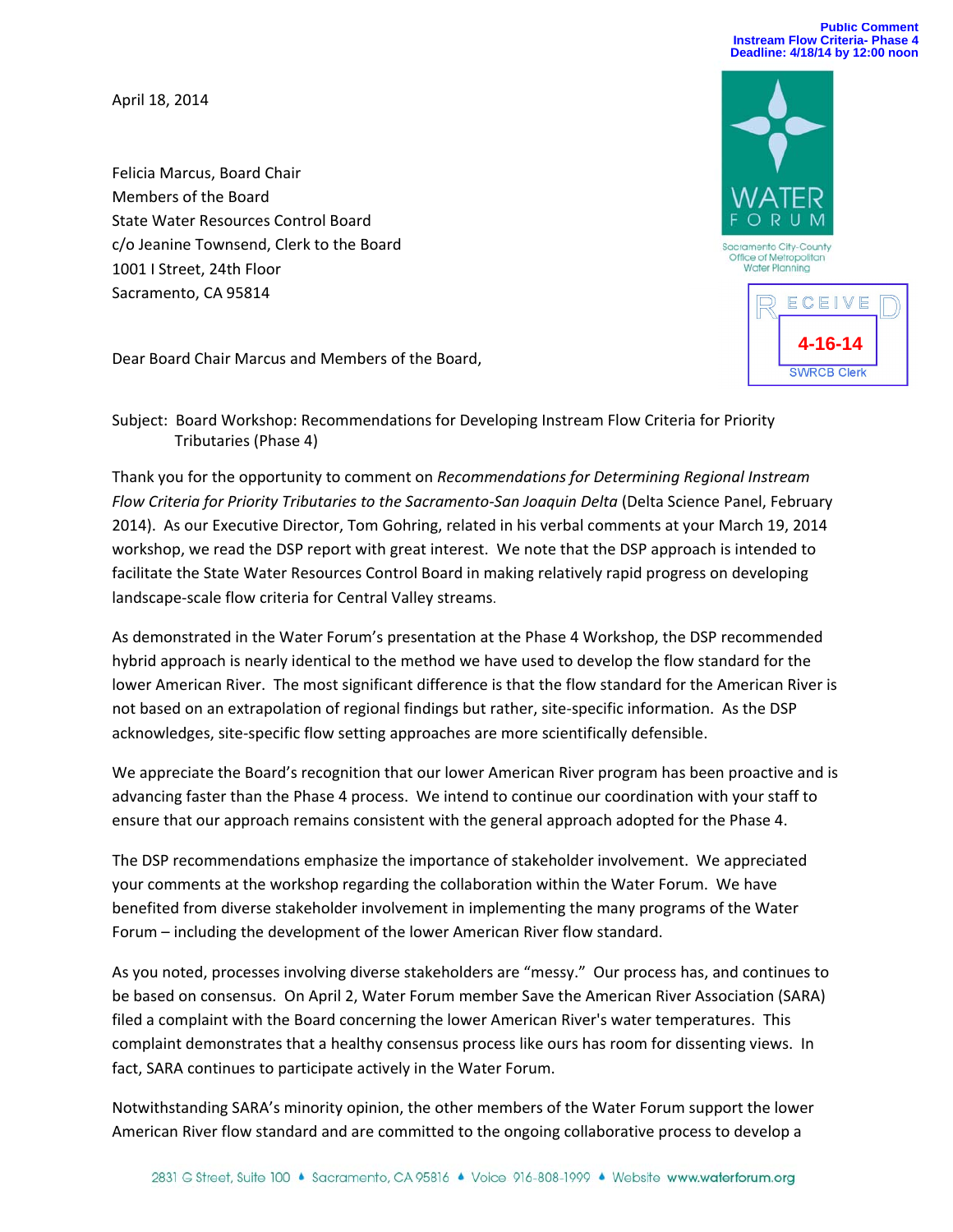Public Comment
Instream Flow Criteria- Phase 4
Deadline: 4/18/14 by 12:00 noon

WATER FORUM
Sacramento City-County Office of Metropolitan Water Planning

RECEIVED
4-16-14
SWRCB Clerk

April 18, 2014

Felicia Marcus, Board Chair
Members of the Board
State Water Resources Control Board
c/o Jeanine Townsend, Clerk to the Board
1001 I Street, 24th Floor
Sacramento, CA 95814

Dear Board Chair Marcus and Members of the Board,

Subject: Board Workshop: Recommendations for Developing Instream Flow Criteria for Priority Tributaries (Phase 4)

Thank you for the opportunity to comment on *Recommendations for Determining Regional Instream Flow Criteria for Priority Tributaries to the Sacramento-San Joaquin Delta* (Delta Science Panel, February 2014). As our Executive Director, Tom Gohring, related in his verbal comments at your March 19, 2014 workshop, we read the DSP report with great interest. We note that the DSP approach is intended to facilitate the State Water Resources Control Board in making relatively rapid progress on developing landscape-scale flow criteria for Central Valley streams.

As demonstrated in the Water Forum's presentation at the Phase 4 Workshop, the DSP recommended hybrid approach is nearly identical to the method we have used to develop the flow standard for the lower American River. The most significant difference is that the flow standard for the American River is not based on an extrapolation of regional findings but rather, site-specific information. As the DSP acknowledges, site-specific flow setting approaches are more scientifically defensible.

We appreciate the Board's recognition that our lower American River program has been proactive and is advancing faster than the Phase 4 process. We intend to continue our coordination with your staff to ensure that our approach remains consistent with the general approach adopted for the Phase 4.

The DSP recommendations emphasize the importance of stakeholder involvement. We appreciated your comments at the workshop regarding the collaboration within the Water Forum. We have benefited from diverse stakeholder involvement in implementing the many programs of the Water Forum – including the development of the lower American River flow standard.

As you noted, processes involving diverse stakeholders are "messy." Our process has, and continues to be based on consensus. On April 2, Water Forum member Save the American River Association (SARA) filed a complaint with the Board concerning the lower American River's water temperatures. This complaint demonstrates that a healthy consensus process like ours has room for dissenting views. In fact, SARA continues to participate actively in the Water Forum.

Notwithstanding SARA's minority opinion, the other members of the Water Forum support the lower American River flow standard and are committed to the ongoing collaborative process to develop a

2831 G Street, Suite 100 • Sacramento, CA 95816 • Voice 916-808-1999 • Website www.waterforum.org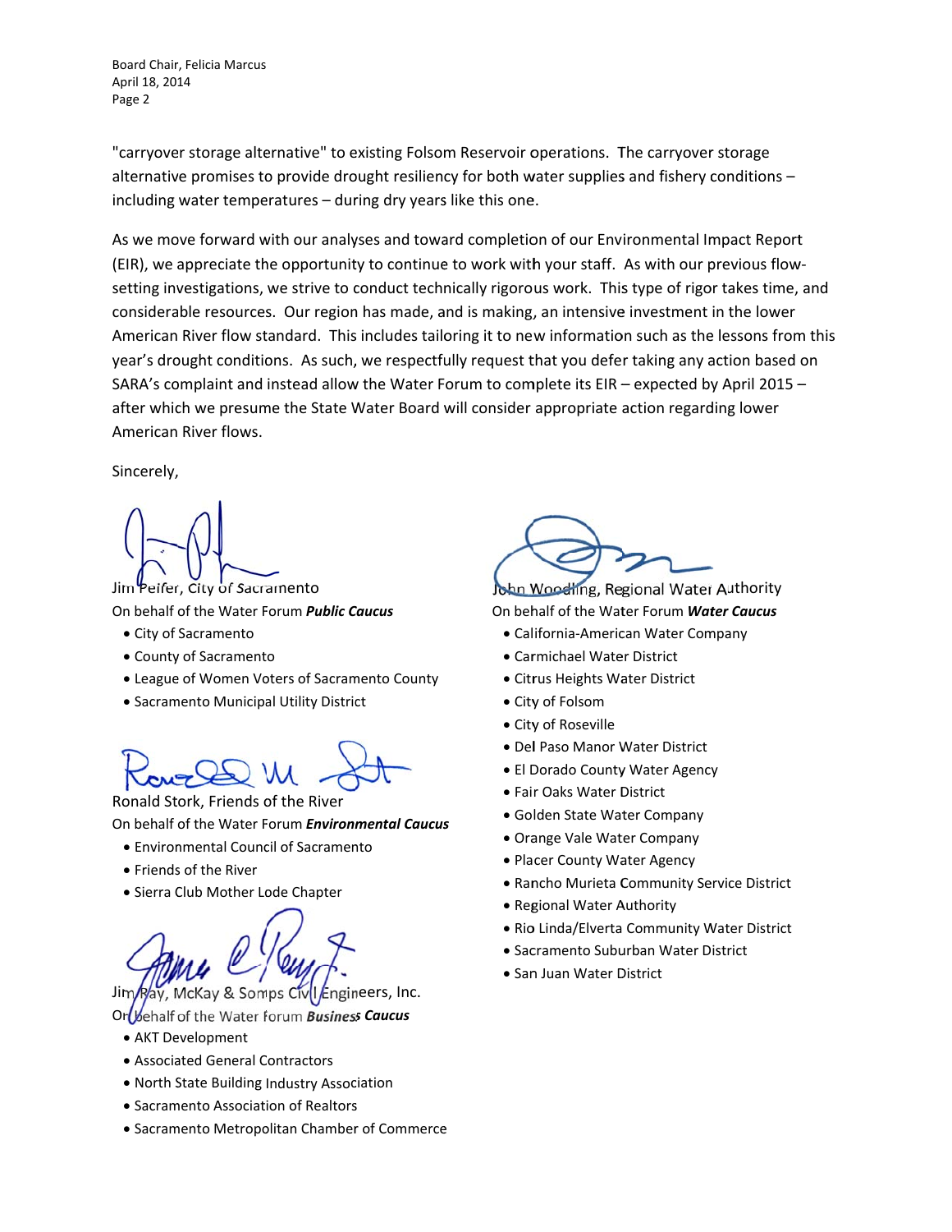"carryover storage alternative" to existing Folsom Reservoir operations. The carryover storage alternative promises to provide drought resiliency for both water supplies and fishery conditions – including water temperatures – during dry years like this one.

As we move forward with our analyses and toward completion of our Environmental Impact Report (EIR), we appreciate the opportunity to continue to work with your staff. As with our previous flow-setting investigations, we strive to conduct technically rigorous work. This type of rigor takes time, and considerable resources. Our region has made, and is making, an intensive investment in the lower American River flow standard. This includes tailoring it to new information such as the lessons from this year's drought conditions. As such, we respectfully request that you defer taking any action based on SARA's complaint and instead allow the Water Forum to complete its EIR – expected by April 2015 – after which we presume the State Water Board will consider appropriate action regarding lower American River flows.

Sincerely,

Jim Peifer, City of Sacramento
On behalf of the Water Forum ***Public Caucus***

- City of Sacramento
- County of Sacramento
- League of Women Voters of Sacramento County
- Sacramento Municipal Utility District

Ronald Stork, Friends of the River
On behalf of the Water Forum ***Environmental Caucus***

- Environmental Council of Sacramento
- Friends of the River
- Sierra Club Mother Lode Chapter

Jim Ray, McKay & Somps Civil Engineers, Inc.
On behalf of the Water forum ***Business Caucus***

- AKT Development
- Associated General Contractors
- North State Building Industry Association
- Sacramento Association of Realtors
- Sacramento Metropolitan Chamber of Commerce

John Woodling, Regional Water Authority
On behalf of the Water Forum ***Water Caucus***

- California-American Water Company
- Carmichael Water District
- Citrus Heights Water District
- City of Folsom
- City of Roseville
- Del Paso Manor Water District
- El Dorado County Water Agency
- Fair Oaks Water District
- Golden State Water Company
- Orange Vale Water Company
- Placer County Water Agency
- Rancho Murieta Community Service District
- Regional Water Authority
- Rio Linda/Elverta Community Water District
- Sacramento Suburban Water District
- San Juan Water District